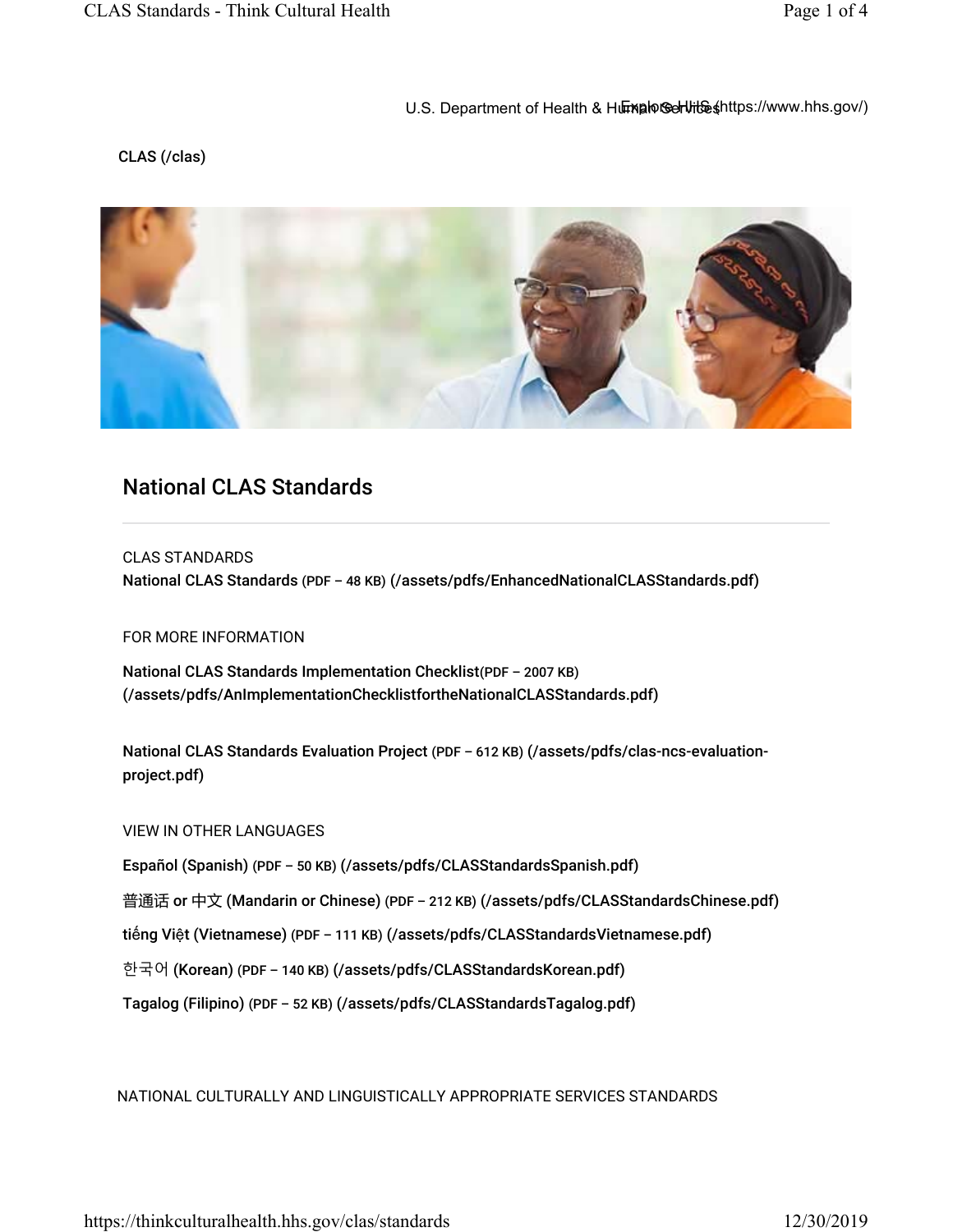U.S. Department of Health & Human Services Explore HHS (https://www.hhs.gov/)

CLAS (/clas)

# National CLAS Standards

CLAS STANDARDS

**National CLAS Standards** (PDF – 48 KB) **(/assets/pdfs/EnhancedNationalCLASStandards.pdf)**

FOR MORE INFORMATION

**National CLAS Standards Implementation Checklist**(PDF – 2007 KB) **(/assets/pdfs/AnImplementationChecklistfortheNationalCLASStandards.pdf)**

**National CLAS Standards Evaluation Project** (PDF – 612 KB) **(/assets/pdfs/clas-ncs-evaluation-project.pdf)**

VIEW IN OTHER LANGUAGES

**Español (Spanish)** (PDF – 50 KB) **(/assets/pdfs/CLASStandardsSpanish.pdf)**

**普通话 or 中文 (Mandarin or Chinese)** (PDF – 212 KB) **(/assets/pdfs/CLASStandardsChinese.pdf)**

**tiếng Việt (Vietnamese)** (PDF – 111 KB) **(/assets/pdfs/CLASStandardsVietnamese.pdf)**

**한국어 (Korean)** (PDF – 140 KB) **(/assets/pdfs/CLASStandardsKorean.pdf)**

**Tagalog (Filipino)** (PDF – 52 KB) **(/assets/pdfs/CLASStandardsTagalog.pdf)**

NATIONAL CULTURALLY AND LINGUISTICALLY APPROPRIATE SERVICES STANDARDS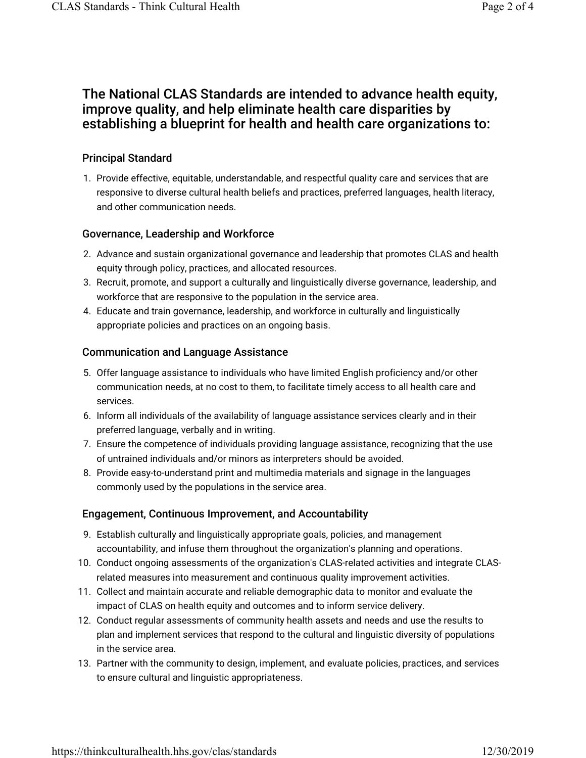## The National CLAS Standards are intended to advance health equity, improve quality, and help eliminate health care disparities by establishing a blueprint for health and health care organizations to:

### Principal Standard

1. Provide effective, equitable, understandable, and respectful quality care and services that are responsive to diverse cultural health beliefs and practices, preferred languages, health literacy, and other communication needs.

### Governance, Leadership and Workforce

2. Advance and sustain organizational governance and leadership that promotes CLAS and health equity through policy, practices, and allocated resources.
3. Recruit, promote, and support a culturally and linguistically diverse governance, leadership, and workforce that are responsive to the population in the service area.
4. Educate and train governance, leadership, and workforce in culturally and linguistically appropriate policies and practices on an ongoing basis.

### Communication and Language Assistance

5. Offer language assistance to individuals who have limited English proficiency and/or other communication needs, at no cost to them, to facilitate timely access to all health care and services.
6. Inform all individuals of the availability of language assistance services clearly and in their preferred language, verbally and in writing.
7. Ensure the competence of individuals providing language assistance, recognizing that the use of untrained individuals and/or minors as interpreters should be avoided.
8. Provide easy-to-understand print and multimedia materials and signage in the languages commonly used by the populations in the service area.

### Engagement, Continuous Improvement, and Accountability

9. Establish culturally and linguistically appropriate goals, policies, and management accountability, and infuse them throughout the organization's planning and operations.
10. Conduct ongoing assessments of the organization's CLAS-related activities and integrate CLAS-related measures into measurement and continuous quality improvement activities.
11. Collect and maintain accurate and reliable demographic data to monitor and evaluate the impact of CLAS on health equity and outcomes and to inform service delivery.
12. Conduct regular assessments of community health assets and needs and use the results to plan and implement services that respond to the cultural and linguistic diversity of populations in the service area.
13. Partner with the community to design, implement, and evaluate policies, practices, and services to ensure cultural and linguistic appropriateness.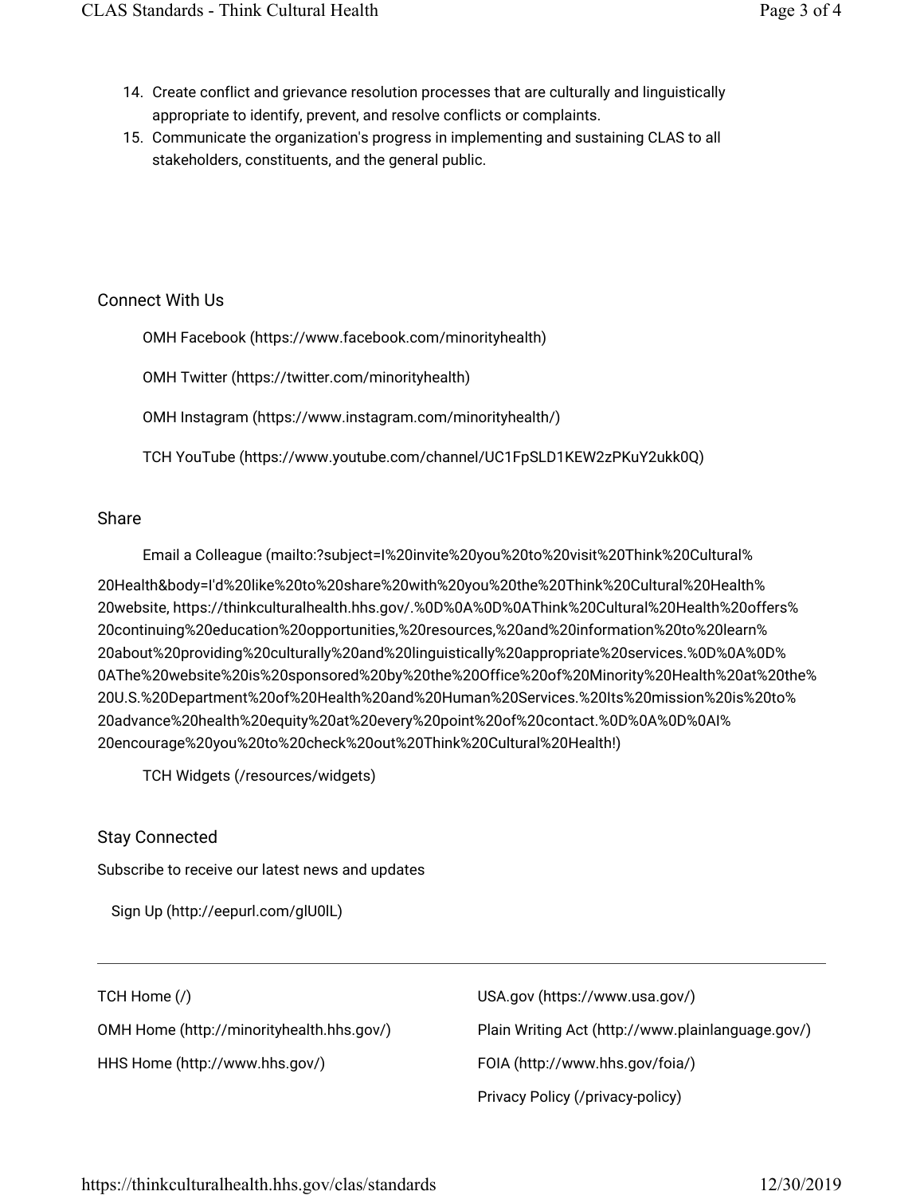14. Create conflict and grievance resolution processes that are culturally and linguistically appropriate to identify, prevent, and resolve conflicts or complaints.
15. Communicate the organization's progress in implementing and sustaining CLAS to all stakeholders, constituents, and the general public.

## Connect With Us

OMH Facebook (https://www.facebook.com/minorityhealth)

OMH Twitter (https://twitter.com/minorityhealth)

OMH Instagram (https://www.instagram.com/minorityhealth/)

TCH YouTube (https://www.youtube.com/channel/UC1FpSLD1KEW2zPKuY2ukk0Q)

## Share

Email a Colleague (mailto:?subject=I%20invite%20you%20to%20visit%20Think%20Cultural%20Health&body=I'd%20like%20to%20share%20with%20you%20the%20Think%20Cultural%20Health%20website, https://thinkculturalhealth.hhs.gov/.%0D%0A%0D%0AThink%20Cultural%20Health%20offers%20continuing%20education%20opportunities,%20resources,%20and%20information%20to%20learn%20about%20providing%20culturally%20and%20linguistically%20appropriate%20services.%0D%0A%0D%0AThe%20website%20is%20sponsored%20by%20the%20Office%20of%20Minority%20Health%20at%20the%20U.S.%20Department%20of%20Health%20and%20Human%20Services.%20Its%20mission%20is%20to%20advance%20health%20equity%20at%20every%20point%20of%20contact.%0D%0A%0D%0AI%20encourage%20you%20to%20check%20out%20Think%20Cultural%20Health!)

TCH Widgets (/resources/widgets)

## Stay Connected

Subscribe to receive our latest news and updates

Sign Up (http://eepurl.com/glU0IL)

---

TCH Home (/)

OMH Home (http://minorityhealth.hhs.gov/)

HHS Home (http://www.hhs.gov/)

USA.gov (https://www.usa.gov/)

Plain Writing Act (http://www.plainlanguage.gov/)

FOIA (http://www.hhs.gov/foia/)

Privacy Policy (/privacy-policy)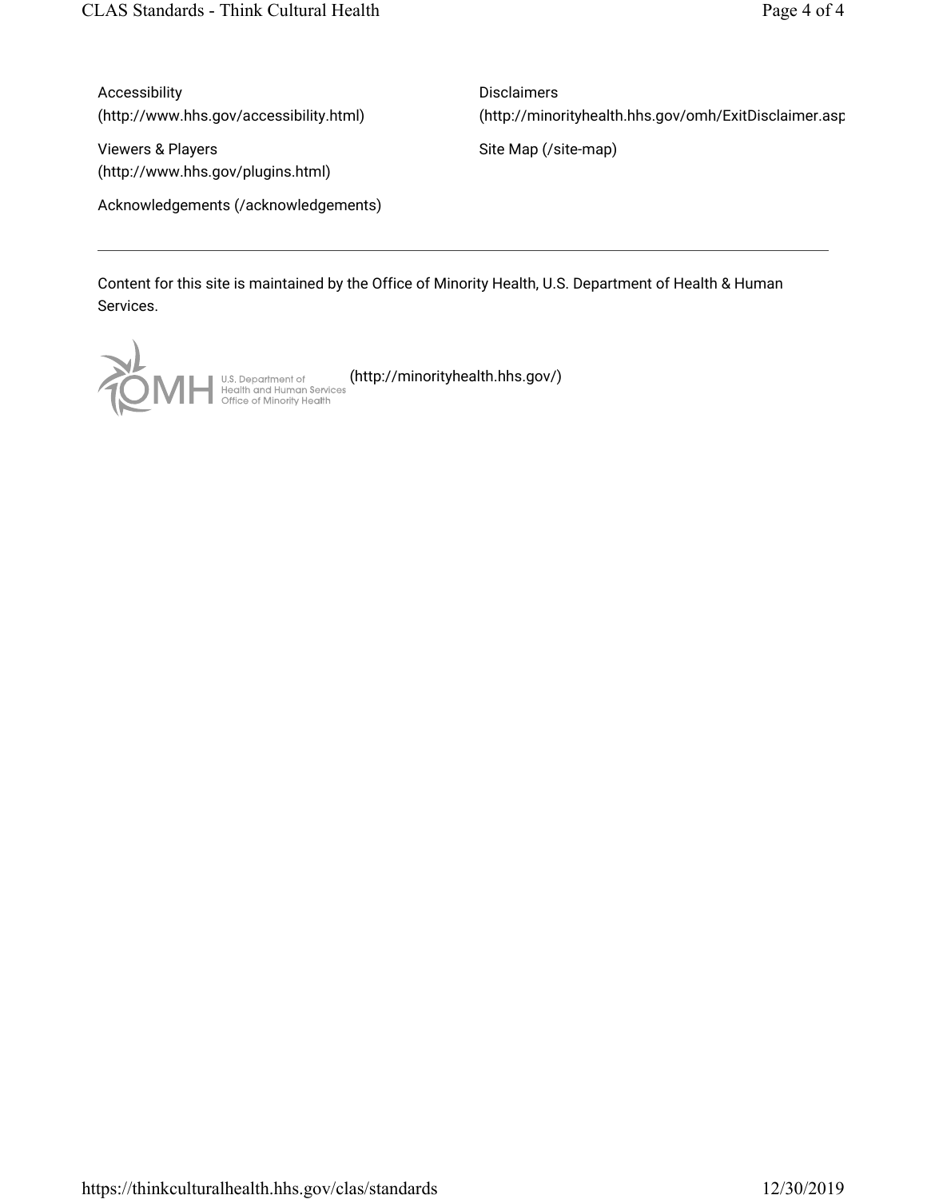Accessibility
(http://www.hhs.gov/accessibility.html)

Viewers & Players
(http://www.hhs.gov/plugins.html)

Acknowledgements (/acknowledgements)

Disclaimers
(http://minorityhealth.hhs.gov/omh/ExitDisclaimer.asp

Site Map (/site-map)

---

Content for this site is maintained by the Office of Minority Health, U.S. Department of Health & Human Services.

OMH U.S. Department of Health and Human Services Office of Minority Health (http://minorityhealth.hhs.gov/)